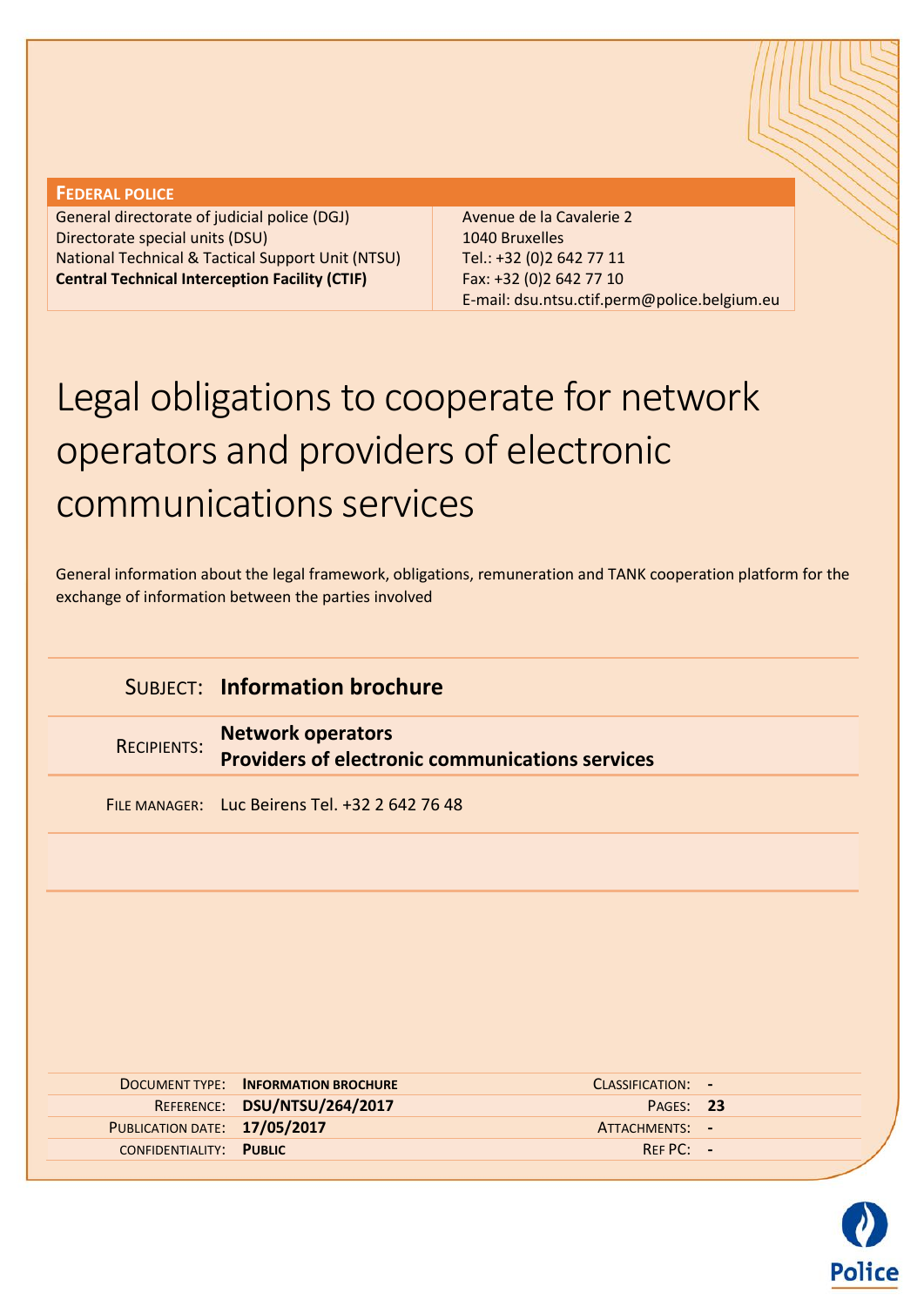**FEDERAL POLICE**

| | |
|---|---|
| General directorate of judicial police (DGJ) | Avenue de la Cavalerie 2 |
| Directorate special units (DSU) | 1040 Bruxelles |
| National Technical & Tactical Support Unit (NTSU) | Tel.: +32 (0)2 642 77 11 |
| **Central Technical Interception Facility (CTIF)** | Fax: +32 (0)2 642 77 10 |
| | E-mail: dsu.ntsu.ctif.perm@police.belgium.eu |

# Legal obligations to cooperate for network operators and providers of electronic communications services

General information about the legal framework, obligations, remuneration and TANK cooperation platform for the exchange of information between the parties involved

| | |
|---|---|
| SUBJECT: | **Information brochure** |
| RECIPIENTS: | **Network operators**<br>**Providers of electronic communications services** |
| FILE MANAGER: | Luc Beirens Tel. +32 2 642 76 48 |

| | | | |
|---|---|---|---|
| DOCUMENT TYPE: | **INFORMATION BROCHURE** | CLASSIFICATION: | - |
| REFERENCE: | **DSU/NTSU/264/2017** | PAGES: | **23** |
| PUBLICATION DATE: | **17/05/2017** | ATTACHMENTS: | - |
| CONFIDENTIALITY: | **PUBLIC** | REF PC: | - |

Police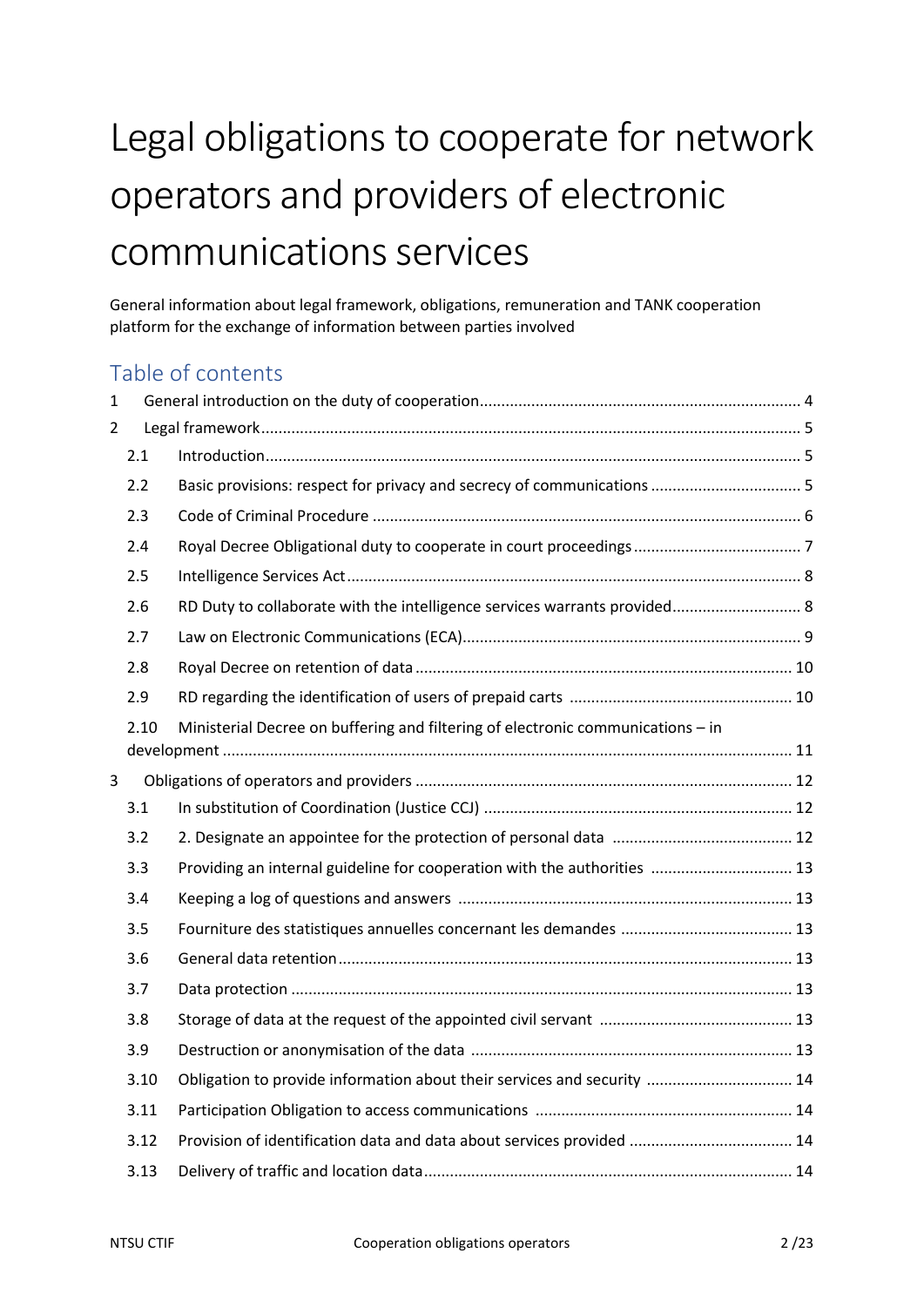# Legal obligations to cooperate for network operators and providers of electronic communications services

General information about legal framework, obligations, remuneration and TANK cooperation platform for the exchange of information between parties involved

## Table of contents

1 General introduction on the duty of cooperation .......... 4

2 Legal framework .......... 5

- 2.1 Introduction .......... 5
- 2.2 Basic provisions: respect for privacy and secrecy of communications .......... 5
- 2.3 Code of Criminal Procedure .......... 6
- 2.4 Royal Decree Obligational duty to cooperate in court proceedings .......... 7
- 2.5 Intelligence Services Act .......... 8
- 2.6 RD Duty to collaborate with the intelligence services warrants provided .......... 8
- 2.7 Law on Electronic Communications (ECA) .......... 9
- 2.8 Royal Decree on retention of data .......... 10
- 2.9 RD regarding the identification of users of prepaid carts .......... 10
- 2.10 Ministerial Decree on buffering and filtering of electronic communications – in development .......... 11

3 Obligations of operators and providers .......... 12

- 3.1 In substitution of Coordination (Justice CCJ) .......... 12
- 3.2 2. Designate an appointee for the protection of personal data .......... 12
- 3.3 Providing an internal guideline for cooperation with the authorities .......... 13
- 3.4 Keeping a log of questions and answers .......... 13
- 3.5 Fourniture des statistiques annuelles concernant les demandes .......... 13
- 3.6 General data retention .......... 13
- 3.7 Data protection .......... 13
- 3.8 Storage of data at the request of the appointed civil servant .......... 13
- 3.9 Destruction or anonymisation of the data .......... 13
- 3.10 Obligation to provide information about their services and security .......... 14
- 3.11 Participation Obligation to access communications .......... 14
- 3.12 Provision of identification data and data about services provided .......... 14
- 3.13 Delivery of traffic and location data .......... 14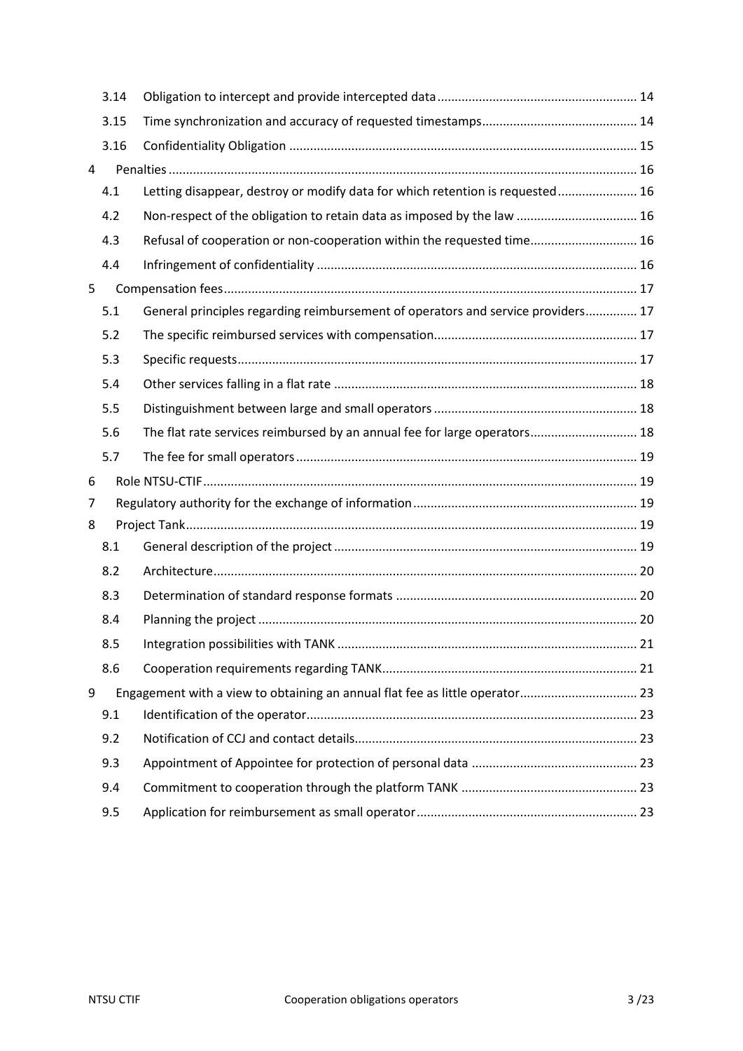- 3.14 Obligation to intercept and provide intercepted data ... 14
- 3.15 Time synchronization and accuracy of requested timestamps ... 14
- 3.16 Confidentiality Obligation ... 15

4 Penalties ... 16

- 4.1 Letting disappear, destroy or modify data for which retention is requested ... 16
- 4.2 Non-respect of the obligation to retain data as imposed by the law ... 16
- 4.3 Refusal of cooperation or non-cooperation within the requested time ... 16
- 4.4 Infringement of confidentiality ... 16

5 Compensation fees ... 17

- 5.1 General principles regarding reimbursement of operators and service providers ... 17
- 5.2 The specific reimbursed services with compensation ... 17
- 5.3 Specific requests ... 17
- 5.4 Other services falling in a flat rate ... 18
- 5.5 Distinguishment between large and small operators ... 18
- 5.6 The flat rate services reimbursed by an annual fee for large operators ... 18
- 5.7 The fee for small operators ... 19

6 Role NTSU-CTIF ... 19

7 Regulatory authority for the exchange of information ... 19

8 Project Tank ... 19

- 8.1 General description of the project ... 19
- 8.2 Architecture ... 20
- 8.3 Determination of standard response formats ... 20
- 8.4 Planning the project ... 20
- 8.5 Integration possibilities with TANK ... 21
- 8.6 Cooperation requirements regarding TANK ... 21

9 Engagement with a view to obtaining an annual flat fee as little operator ... 23

- 9.1 Identification of the operator ... 23
- 9.2 Notification of CCJ and contact details ... 23
- 9.3 Appointment of Appointee for protection of personal data ... 23
- 9.4 Commitment to cooperation through the platform TANK ... 23
- 9.5 Application for reimbursement as small operator ... 23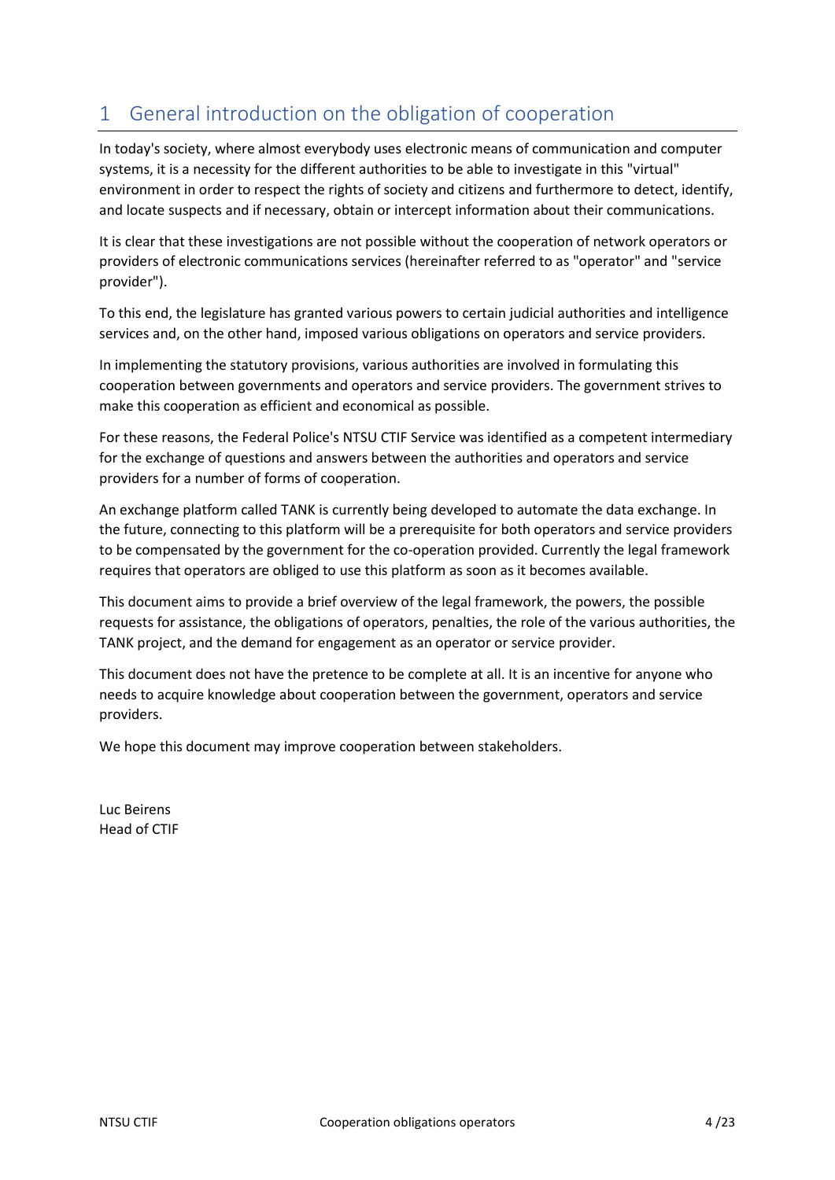# 1 General introduction on the obligation of cooperation

In today's society, where almost everybody uses electronic means of communication and computer systems, it is a necessity for the different authorities to be able to investigate in this "virtual" environment in order to respect the rights of society and citizens and furthermore to detect, identify, and locate suspects and if necessary, obtain or intercept information about their communications.

It is clear that these investigations are not possible without the cooperation of network operators or providers of electronic communications services (hereinafter referred to as "operator" and "service provider").

To this end, the legislature has granted various powers to certain judicial authorities and intelligence services and, on the other hand, imposed various obligations on operators and service providers.

In implementing the statutory provisions, various authorities are involved in formulating this cooperation between governments and operators and service providers. The government strives to make this cooperation as efficient and economical as possible.

For these reasons, the Federal Police's NTSU CTIF Service was identified as a competent intermediary for the exchange of questions and answers between the authorities and operators and service providers for a number of forms of cooperation.

An exchange platform called TANK is currently being developed to automate the data exchange. In the future, connecting to this platform will be a prerequisite for both operators and service providers to be compensated by the government for the co-operation provided. Currently the legal framework requires that operators are obliged to use this platform as soon as it becomes available.

This document aims to provide a brief overview of the legal framework, the powers, the possible requests for assistance, the obligations of operators, penalties, the role of the various authorities, the TANK project, and the demand for engagement as an operator or service provider.

This document does not have the pretence to be complete at all. It is an incentive for anyone who needs to acquire knowledge about cooperation between the government, operators and service providers.

We hope this document may improve cooperation between stakeholders.

Luc Beirens
Head of CTIF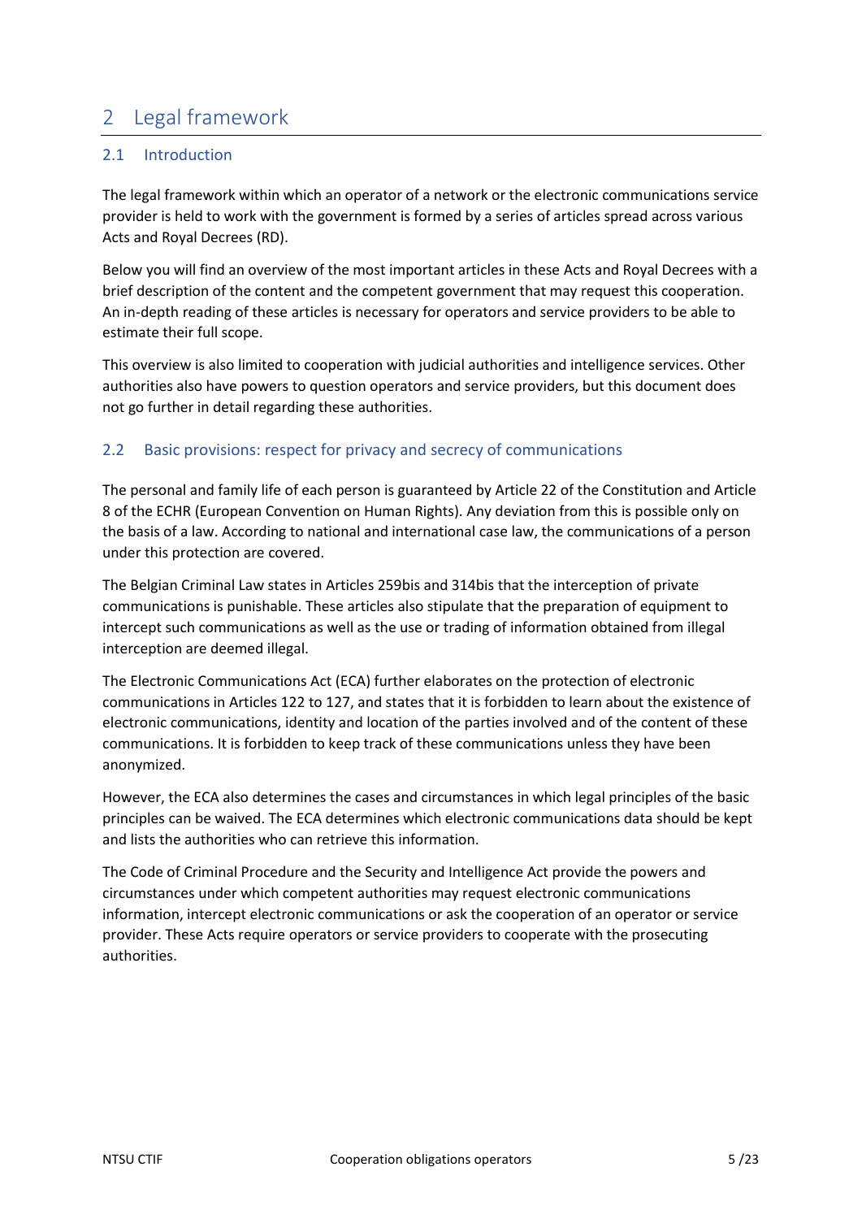# 2 Legal framework

## 2.1 Introduction

The legal framework within which an operator of a network or the electronic communications service provider is held to work with the government is formed by a series of articles spread across various Acts and Royal Decrees (RD).

Below you will find an overview of the most important articles in these Acts and Royal Decrees with a brief description of the content and the competent government that may request this cooperation. An in-depth reading of these articles is necessary for operators and service providers to be able to estimate their full scope.

This overview is also limited to cooperation with judicial authorities and intelligence services. Other authorities also have powers to question operators and service providers, but this document does not go further in detail regarding these authorities.

## 2.2 Basic provisions: respect for privacy and secrecy of communications

The personal and family life of each person is guaranteed by Article 22 of the Constitution and Article 8 of the ECHR (European Convention on Human Rights). Any deviation from this is possible only on the basis of a law. According to national and international case law, the communications of a person under this protection are covered.

The Belgian Criminal Law states in Articles 259bis and 314bis that the interception of private communications is punishable. These articles also stipulate that the preparation of equipment to intercept such communications as well as the use or trading of information obtained from illegal interception are deemed illegal.

The Electronic Communications Act (ECA) further elaborates on the protection of electronic communications in Articles 122 to 127, and states that it is forbidden to learn about the existence of electronic communications, identity and location of the parties involved and of the content of these communications. It is forbidden to keep track of these communications unless they have been anonymized.

However, the ECA also determines the cases and circumstances in which legal principles of the basic principles can be waived. The ECA determines which electronic communications data should be kept and lists the authorities who can retrieve this information.

The Code of Criminal Procedure and the Security and Intelligence Act provide the powers and circumstances under which competent authorities may request electronic communications information, intercept electronic communications or ask the cooperation of an operator or service provider. These Acts require operators or service providers to cooperate with the prosecuting authorities.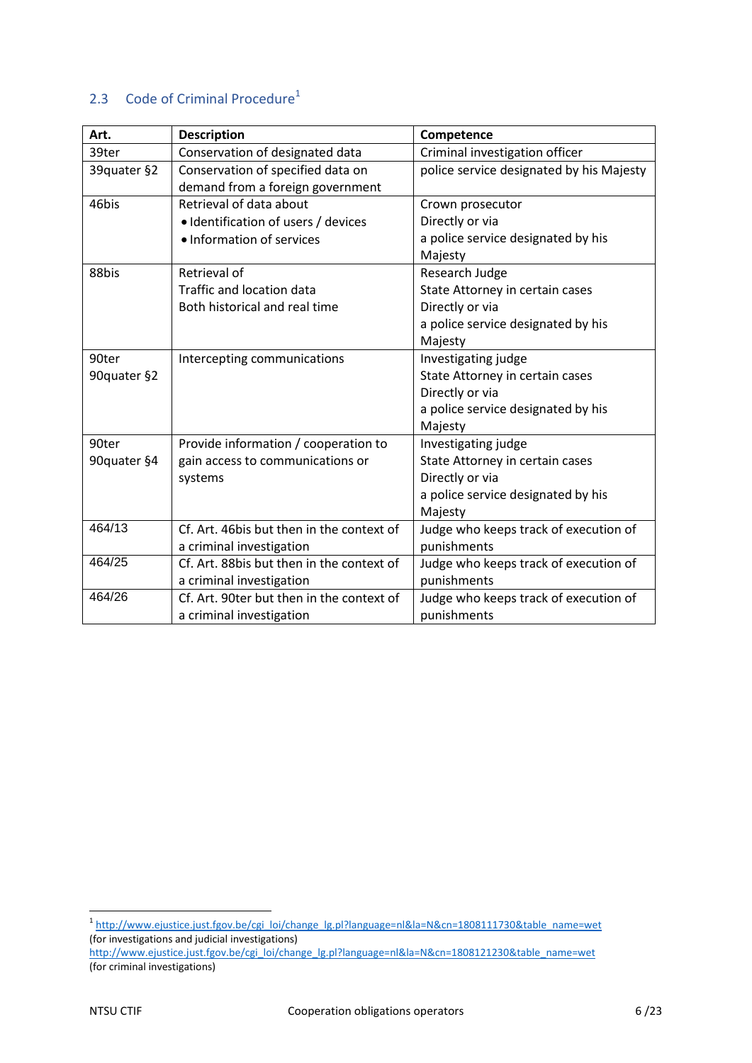## 2.3 Code of Criminal Procedure[1]

| Art. | Description | Competence |
|---|---|---|
| 39ter | Conservation of designated data | Criminal investigation officer |
| 39quater §2 | Conservation of specified data on demand from a foreign government | police service designated by his Majesty |
| 46bis | Retrieval of data about<br>• Identification of users / devices<br>• Information of services | Crown prosecutor<br>Directly or via<br>a police service designated by his Majesty |
| 88bis | Retrieval of<br>Traffic and location data<br>Both historical and real time | Research Judge<br>State Attorney in certain cases<br>Directly or via<br>a police service designated by his Majesty |
| 90ter<br>90quater §2 | Intercepting communications | Investigating judge<br>State Attorney in certain cases<br>Directly or via<br>a police service designated by his Majesty |
| 90ter<br>90quater §4 | Provide information / cooperation to gain access to communications or systems | Investigating judge<br>State Attorney in certain cases<br>Directly or via<br>a police service designated by his Majesty |
| 464/13 | Cf. Art. 46bis but then in the context of a criminal investigation | Judge who keeps track of execution of punishments |
| 464/25 | Cf. Art. 88bis but then in the context of a criminal investigation | Judge who keeps track of execution of punishments |
| 464/26 | Cf. Art. 90ter but then in the context of a criminal investigation | Judge who keeps track of execution of punishments |

[1] http://www.ejustice.just.fgov.be/cgi_loi/change_lg.pl?language=nl&la=N&cn=1808111730&table_name=wet (for investigations and judicial investigations)
http://www.ejustice.just.fgov.be/cgi_loi/change_lg.pl?language=nl&la=N&cn=1808121230&table_name=wet (for criminal investigations)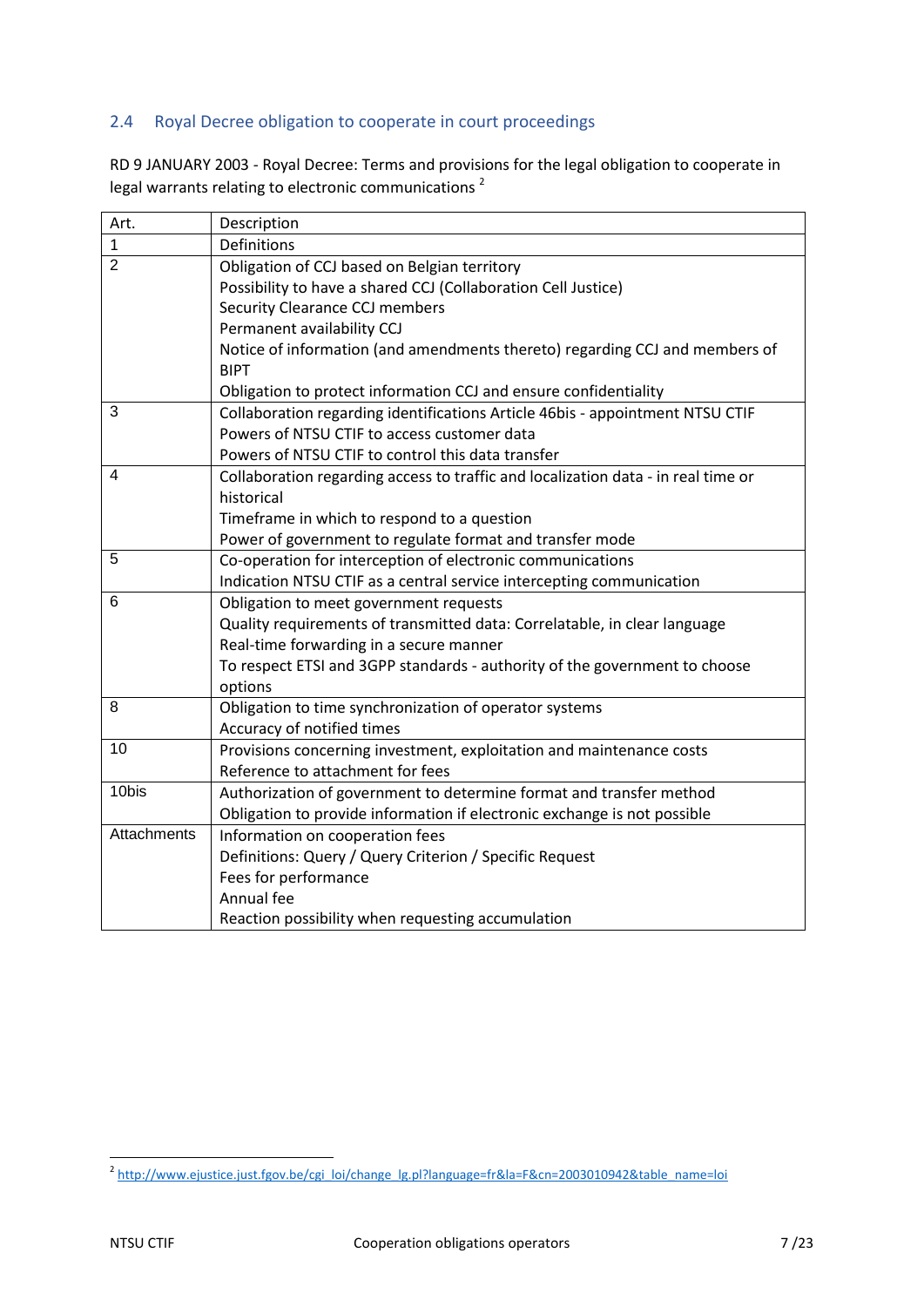## 2.4 Royal Decree obligation to cooperate in court proceedings

RD 9 JANUARY 2003 - Royal Decree: Terms and provisions for the legal obligation to cooperate in legal warrants relating to electronic communications [2]

| Art. | Description |
|---|---|
| 1 | Definitions |
| 2 | Obligation of CCJ based on Belgian territory<br>Possibility to have a shared CCJ (Collaboration Cell Justice)<br>Security Clearance CCJ members<br>Permanent availability CCJ<br>Notice of information (and amendments thereto) regarding CCJ and members of BIPT<br>Obligation to protect information CCJ and ensure confidentiality |
| 3 | Collaboration regarding identifications Article 46bis - appointment NTSU CTIF<br>Powers of NTSU CTIF to access customer data<br>Powers of NTSU CTIF to control this data transfer |
| 4 | Collaboration regarding access to traffic and localization data - in real time or historical<br>Timeframe in which to respond to a question<br>Power of government to regulate format and transfer mode |
| 5 | Co-operation for interception of electronic communications<br>Indication NTSU CTIF as a central service intercepting communication |
| 6 | Obligation to meet government requests<br>Quality requirements of transmitted data: Correlatable, in clear language<br>Real-time forwarding in a secure manner<br>To respect ETSI and 3GPP standards - authority of the government to choose options |
| 8 | Obligation to time synchronization of operator systems<br>Accuracy of notified times |
| 10 | Provisions concerning investment, exploitation and maintenance costs<br>Reference to attachment for fees |
| 10bis | Authorization of government to determine format and transfer method<br>Obligation to provide information if electronic exchange is not possible |
| Attachments | Information on cooperation fees<br>Definitions: Query / Query Criterion / Specific Request<br>Fees for performance<br>Annual fee<br>Reaction possibility when requesting accumulation |

[2] http://www.ejustice.just.fgov.be/cgi_loi/change_lg.pl?language=fr&la=F&cn=2003010942&table_name=loi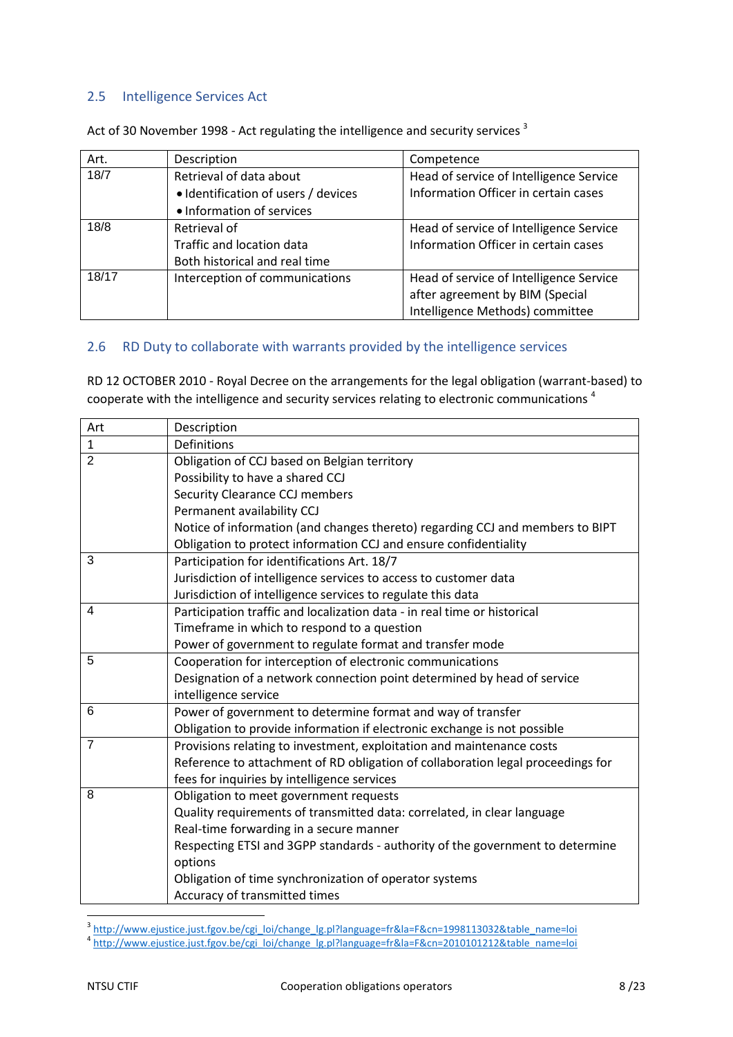## 2.5 Intelligence Services Act

Act of 30 November 1998 - Act regulating the intelligence and security services [3]

| Art. | Description | Competence |
|---|---|---|
| 18/7 | Retrieval of data about<br>• Identification of users / devices<br>• Information of services | Head of service of Intelligence Service<br>Information Officer in certain cases |
| 18/8 | Retrieval of<br>Traffic and location data<br>Both historical and real time | Head of service of Intelligence Service<br>Information Officer in certain cases |
| 18/17 | Interception of communications | Head of service of Intelligence Service after agreement by BIM (Special Intelligence Methods) committee |

## 2.6 RD Duty to collaborate with warrants provided by the intelligence services

RD 12 OCTOBER 2010 - Royal Decree on the arrangements for the legal obligation (warrant-based) to cooperate with the intelligence and security services relating to electronic communications [4]

| Art | Description |
|---|---|
| 1 | Definitions |
| 2 | Obligation of CCJ based on Belgian territory<br>Possibility to have a shared CCJ<br>Security Clearance CCJ members<br>Permanent availability CCJ<br>Notice of information (and changes thereto) regarding CCJ and members to BIPT<br>Obligation to protect information CCJ and ensure confidentiality |
| 3 | Participation for identifications Art. 18/7<br>Jurisdiction of intelligence services to access to customer data<br>Jurisdiction of intelligence services to regulate this data |
| 4 | Participation traffic and localization data - in real time or historical<br>Timeframe in which to respond to a question<br>Power of government to regulate format and transfer mode |
| 5 | Cooperation for interception of electronic communications<br>Designation of a network connection point determined by head of service intelligence service |
| 6 | Power of government to determine format and way of transfer<br>Obligation to provide information if electronic exchange is not possible |
| 7 | Provisions relating to investment, exploitation and maintenance costs<br>Reference to attachment of RD obligation of collaboration legal proceedings for fees for inquiries by intelligence services |
| 8 | Obligation to meet government requests<br>Quality requirements of transmitted data: correlated, in clear language<br>Real-time forwarding in a secure manner<br>Respecting ETSI and 3GPP standards - authority of the government to determine options<br>Obligation of time synchronization of operator systems<br>Accuracy of transmitted times |

[3] http://www.ejustice.just.fgov.be/cgi_loi/change_lg.pl?language=fr&la=F&cn=1998113032&table_name=loi
[4] http://www.ejustice.just.fgov.be/cgi_loi/change_lg.pl?language=fr&la=F&cn=2010101212&table_name=loi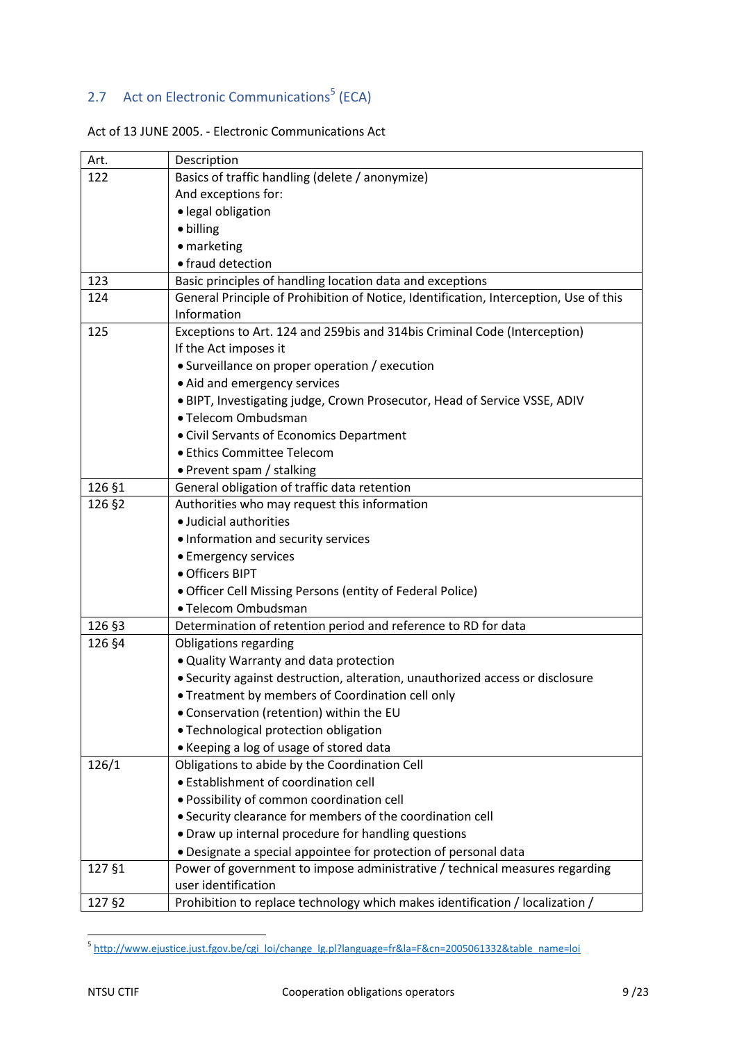## 2.7 Act on Electronic Communications[5] (ECA)

Act of 13 JUNE 2005. - Electronic Communications Act

| Art. | Description |
|---|---|
| 122 | Basics of traffic handling (delete / anonymize)<br>And exceptions for:<br>• legal obligation<br>• billing<br>• marketing<br>• fraud detection |
| 123 | Basic principles of handling location data and exceptions |
| 124 | General Principle of Prohibition of Notice, Identification, Interception, Use of this Information |
| 125 | Exceptions to Art. 124 and 259bis and 314bis Criminal Code (Interception)<br>If the Act imposes it<br>• Surveillance on proper operation / execution<br>• Aid and emergency services<br>• BIPT, Investigating judge, Crown Prosecutor, Head of Service VSSE, ADIV<br>• Telecom Ombudsman<br>• Civil Servants of Economics Department<br>• Ethics Committee Telecom<br>• Prevent spam / stalking |
| 126 §1 | General obligation of traffic data retention |
| 126 §2 | Authorities who may request this information<br>• Judicial authorities<br>• Information and security services<br>• Emergency services<br>• Officers BIPT<br>• Officer Cell Missing Persons (entity of Federal Police)<br>• Telecom Ombudsman |
| 126 §3 | Determination of retention period and reference to RD for data |
| 126 §4 | Obligations regarding<br>• Quality Warranty and data protection<br>• Security against destruction, alteration, unauthorized access or disclosure<br>• Treatment by members of Coordination cell only<br>• Conservation (retention) within the EU<br>• Technological protection obligation<br>• Keeping a log of usage of stored data |
| 126/1 | Obligations to abide by the Coordination Cell<br>• Establishment of coordination cell<br>• Possibility of common coordination cell<br>• Security clearance for members of the coordination cell<br>• Draw up internal procedure for handling questions<br>• Designate a special appointee for protection of personal data |
| 127 §1 | Power of government to impose administrative / technical measures regarding user identification |
| 127 §2 | Prohibition to replace technology which makes identification / localization / |

[5] http://www.ejustice.just.fgov.be/cgi_loi/change_lg.pl?language=fr&la=F&cn=2005061332&table_name=loi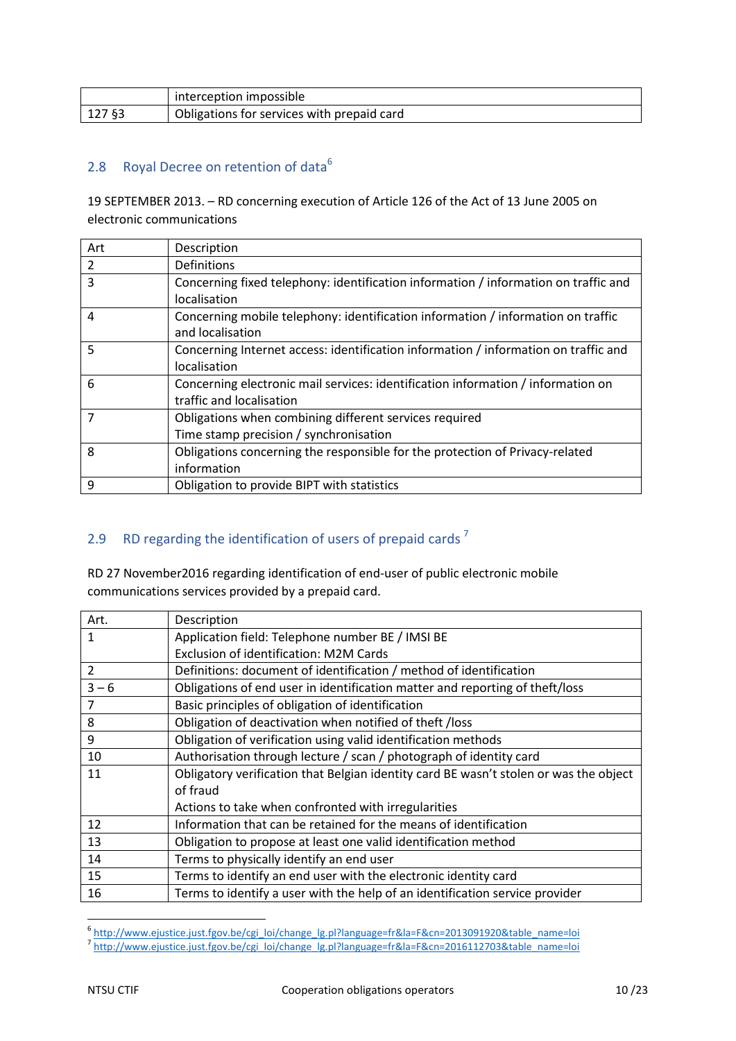| | interception impossible |
|---|---|
| 127 §3 | Obligations for services with prepaid card |

## 2.8 Royal Decree on retention of data[6]

19 SEPTEMBER 2013. – RD concerning execution of Article 126 of the Act of 13 June 2005 on electronic communications

| Art | Description |
|---|---|
| 2 | Definitions |
| 3 | Concerning fixed telephony: identification information / information on traffic and localisation |
| 4 | Concerning mobile telephony: identification information / information on traffic and localisation |
| 5 | Concerning Internet access: identification information / information on traffic and localisation |
| 6 | Concerning electronic mail services: identification information / information on traffic and localisation |
| 7 | Obligations when combining different services required<br>Time stamp precision / synchronisation |
| 8 | Obligations concerning the responsible for the protection of Privacy-related information |
| 9 | Obligation to provide BIPT with statistics |

## 2.9 RD regarding the identification of users of prepaid cards[7]

RD 27 November2016 regarding identification of end-user of public electronic mobile communications services provided by a prepaid card.

| Art. | Description |
|---|---|
| 1 | Application field: Telephone number BE / IMSI BE<br>Exclusion of identification: M2M Cards |
| 2 | Definitions: document of identification / method of identification |
| 3 – 6 | Obligations of end user in identification matter and reporting of theft/loss |
| 7 | Basic principles of obligation of identification |
| 8 | Obligation of deactivation when notified of theft /loss |
| 9 | Obligation of verification using valid identification methods |
| 10 | Authorisation through lecture / scan / photograph of identity card |
| 11 | Obligatory verification that Belgian identity card BE wasn't stolen or was the object of fraud<br>Actions to take when confronted with irregularities |
| 12 | Information that can be retained for the means of identification |
| 13 | Obligation to propose at least one valid identification method |
| 14 | Terms to physically identify an end user |
| 15 | Terms to identify an end user with the electronic identity card |
| 16 | Terms to identify a user with the help of an identification service provider |

[6] http://www.ejustice.just.fgov.be/cgi_loi/change_lg.pl?language=fr&la=F&cn=2013091920&table_name=loi

[7] http://www.ejustice.just.fgov.be/cgi_loi/change_lg.pl?language=fr&la=F&cn=2016112703&table_name=loi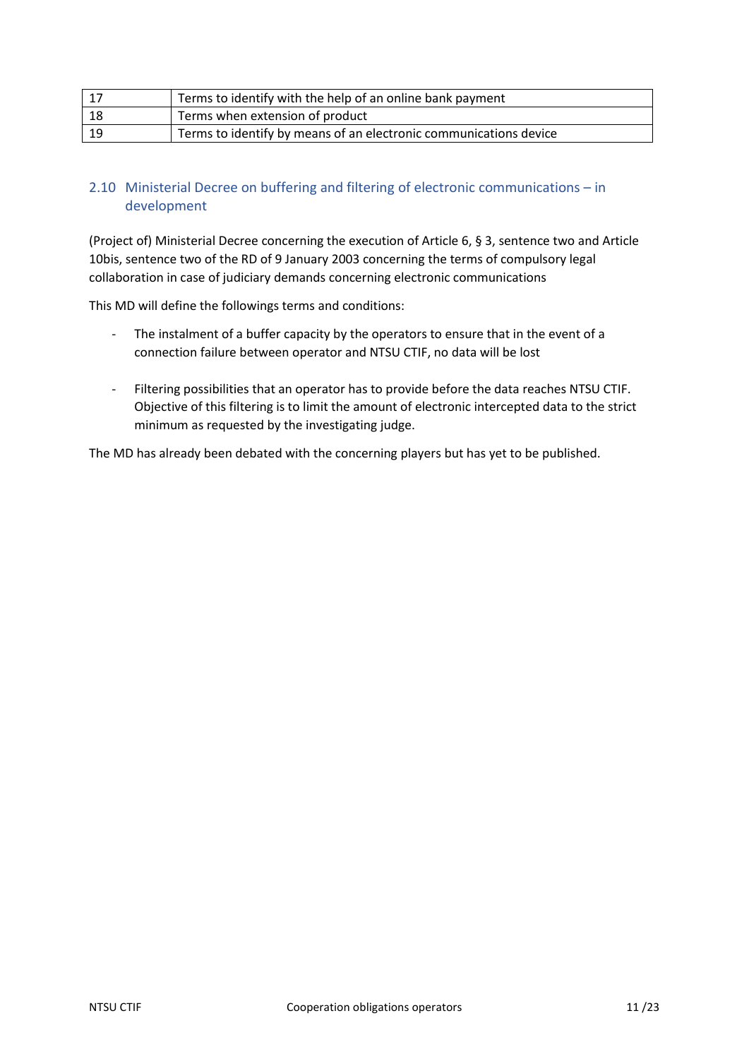| 17 | Terms to identify with the help of an online bank payment |
|---|---|
| 18 | Terms when extension of product |
| 19 | Terms to identify by means of an electronic communications device |

### 2.10 Ministerial Decree on buffering and filtering of electronic communications – in development

(Project of) Ministerial Decree concerning the execution of Article 6, § 3, sentence two and Article 10bis, sentence two of the RD of 9 January 2003 concerning the terms of compulsory legal collaboration in case of judiciary demands concerning electronic communications

This MD will define the followings terms and conditions:

- The instalment of a buffer capacity by the operators to ensure that in the event of a connection failure between operator and NTSU CTIF, no data will be lost
- Filtering possibilities that an operator has to provide before the data reaches NTSU CTIF. Objective of this filtering is to limit the amount of electronic intercepted data to the strict minimum as requested by the investigating judge.

The MD has already been debated with the concerning players but has yet to be published.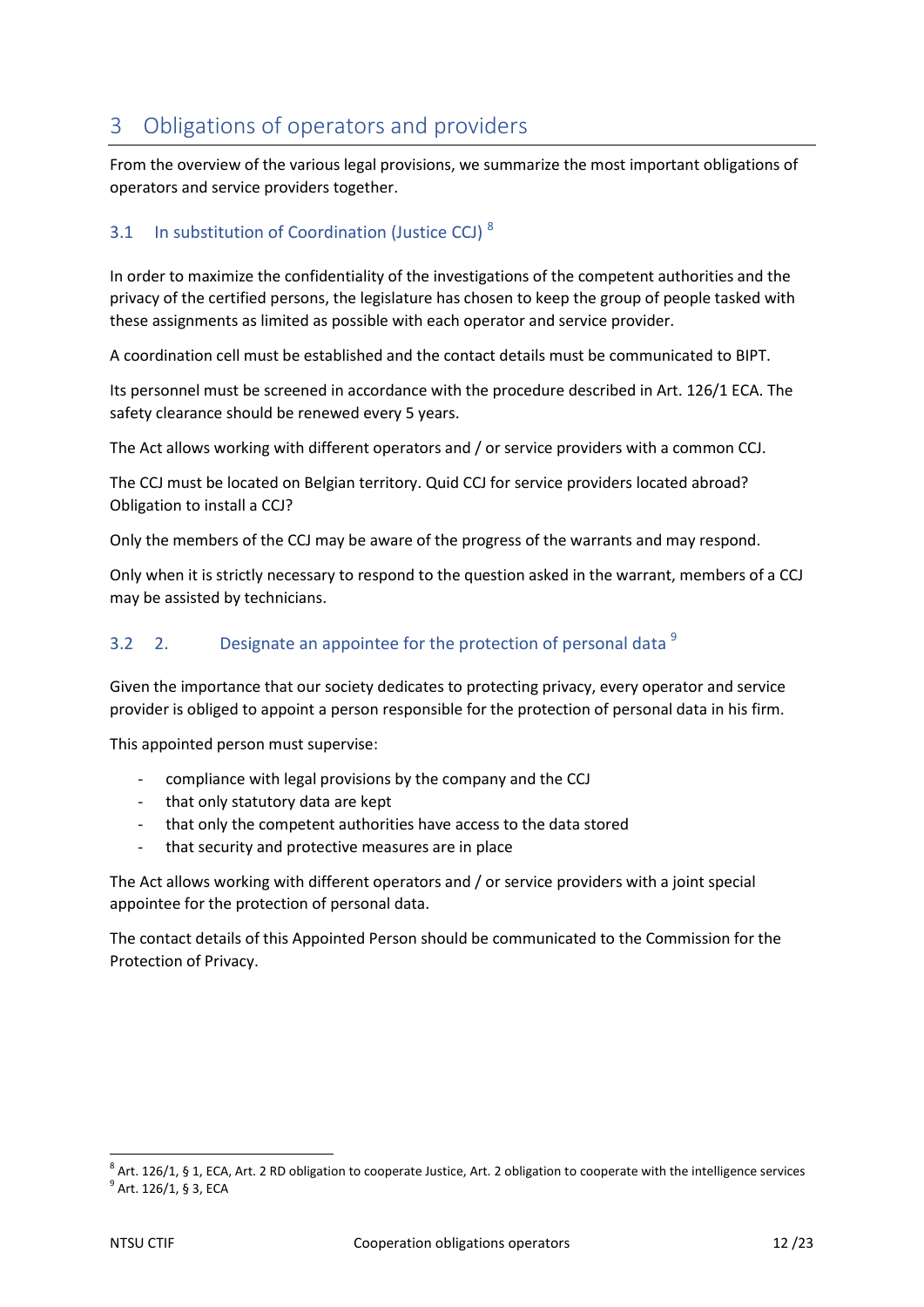# 3 Obligations of operators and providers

From the overview of the various legal provisions, we summarize the most important obligations of operators and service providers together.

## 3.1 In substitution of Coordination (Justice CCJ) [8]

In order to maximize the confidentiality of the investigations of the competent authorities and the privacy of the certified persons, the legislature has chosen to keep the group of people tasked with these assignments as limited as possible with each operator and service provider.

A coordination cell must be established and the contact details must be communicated to BIPT.

Its personnel must be screened in accordance with the procedure described in Art. 126/1 ECA. The safety clearance should be renewed every 5 years.

The Act allows working with different operators and / or service providers with a common CCJ.

The CCJ must be located on Belgian territory. Quid CCJ for service providers located abroad? Obligation to install a CCJ?

Only the members of the CCJ may be aware of the progress of the warrants and may respond.

Only when it is strictly necessary to respond to the question asked in the warrant, members of a CCJ may be assisted by technicians.

## 3.2 2. Designate an appointee for the protection of personal data [9]

Given the importance that our society dedicates to protecting privacy, every operator and service provider is obliged to appoint a person responsible for the protection of personal data in his firm.

This appointed person must supervise:

- compliance with legal provisions by the company and the CCJ
- that only statutory data are kept
- that only the competent authorities have access to the data stored
- that security and protective measures are in place

The Act allows working with different operators and / or service providers with a joint special appointee for the protection of personal data.

The contact details of this Appointed Person should be communicated to the Commission for the Protection of Privacy.

[8] Art. 126/1, § 1, ECA, Art. 2 RD obligation to cooperate Justice, Art. 2 obligation to cooperate with the intelligence services

[9] Art. 126/1, § 3, ECA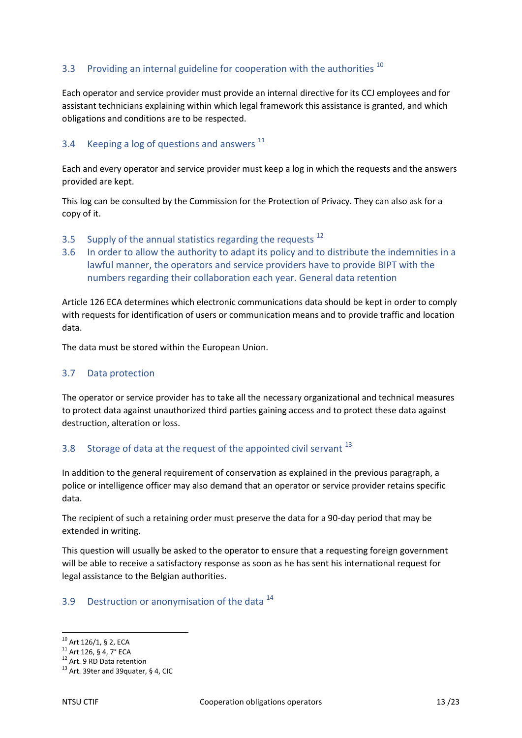## 3.3 Providing an internal guideline for cooperation with the authorities [10]

Each operator and service provider must provide an internal directive for its CCJ employees and for assistant technicians explaining within which legal framework this assistance is granted, and which obligations and conditions are to be respected.

## 3.4 Keeping a log of questions and answers [11]

Each and every operator and service provider must keep a log in which the requests and the answers provided are kept.

This log can be consulted by the Commission for the Protection of Privacy. They can also ask for a copy of it.

## 3.5 Supply of the annual statistics regarding the requests [12]

## 3.6 In order to allow the authority to adapt its policy and to distribute the indemnities in a lawful manner, the operators and service providers have to provide BIPT with the numbers regarding their collaboration each year. General data retention

Article 126 ECA determines which electronic communications data should be kept in order to comply with requests for identification of users or communication means and to provide traffic and location data.

The data must be stored within the European Union.

## 3.7 Data protection

The operator or service provider has to take all the necessary organizational and technical measures to protect data against unauthorized third parties gaining access and to protect these data against destruction, alteration or loss.

## 3.8 Storage of data at the request of the appointed civil servant [13]

In addition to the general requirement of conservation as explained in the previous paragraph, a police or intelligence officer may also demand that an operator or service provider retains specific data.

The recipient of such a retaining order must preserve the data for a 90-day period that may be extended in writing.

This question will usually be asked to the operator to ensure that a requesting foreign government will be able to receive a satisfactory response as soon as he has sent his international request for legal assistance to the Belgian authorities.

## 3.9 Destruction or anonymisation of the data [14]

---

[10] Art 126/1, § 2, ECA

[11] Art 126, § 4, 7° ECA

[12] Art. 9 RD Data retention

[13] Art. 39ter and 39quater, § 4, CIC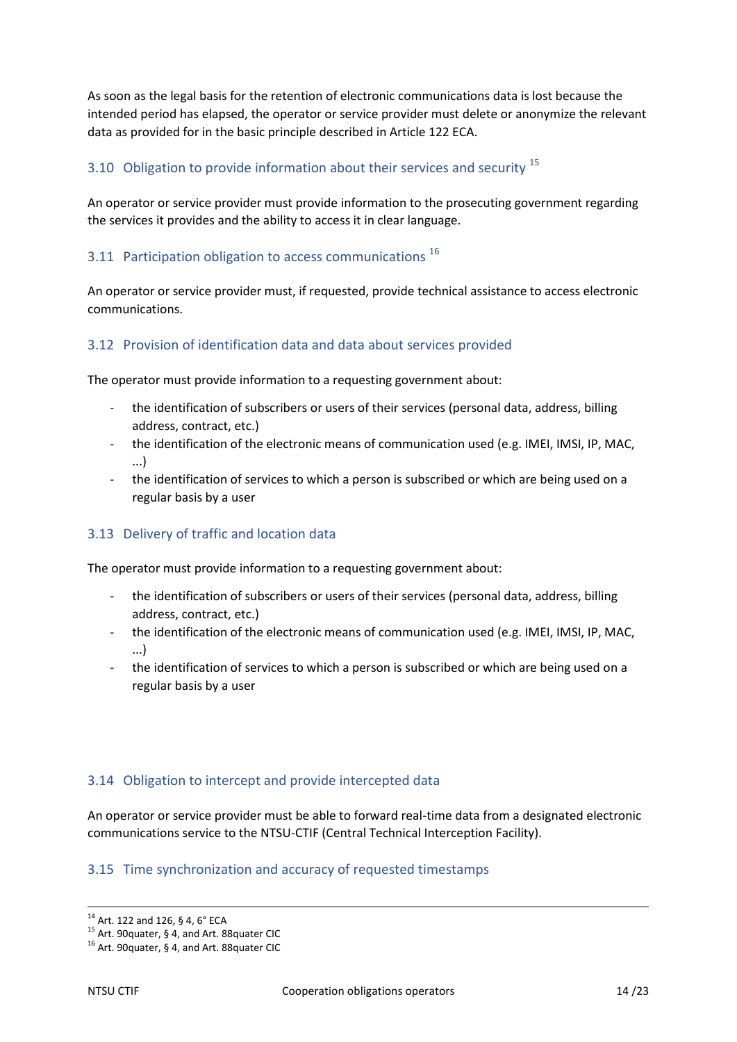As soon as the legal basis for the retention of electronic communications data is lost because the intended period has elapsed, the operator or service provider must delete or anonymize the relevant data as provided for in the basic principle described in Article 122 ECA.

### 3.10 Obligation to provide information about their services and security [15]

An operator or service provider must provide information to the prosecuting government regarding the services it provides and the ability to access it in clear language.

### 3.11 Participation obligation to access communications [16]

An operator or service provider must, if requested, provide technical assistance to access electronic communications.

### 3.12 Provision of identification data and data about services provided

The operator must provide information to a requesting government about:

- the identification of subscribers or users of their services (personal data, address, billing address, contract, etc.)
- the identification of the electronic means of communication used (e.g. IMEI, IMSI, IP, MAC, ...)
- the identification of services to which a person is subscribed or which are being used on a regular basis by a user

### 3.13 Delivery of traffic and location data

The operator must provide information to a requesting government about:

- the identification of subscribers or users of their services (personal data, address, billing address, contract, etc.)
- the identification of the electronic means of communication used (e.g. IMEI, IMSI, IP, MAC, ...)
- the identification of services to which a person is subscribed or which are being used on a regular basis by a user

### 3.14 Obligation to intercept and provide intercepted data

An operator or service provider must be able to forward real-time data from a designated electronic communications service to the NTSU-CTIF (Central Technical Interception Facility).

### 3.15 Time synchronization and accuracy of requested timestamps

---

[14] Art. 122 and 126, § 4, 6° ECA
[15] Art. 90quater, § 4, and Art. 88quater CIC
[16] Art. 90quater, § 4, and Art. 88quater CIC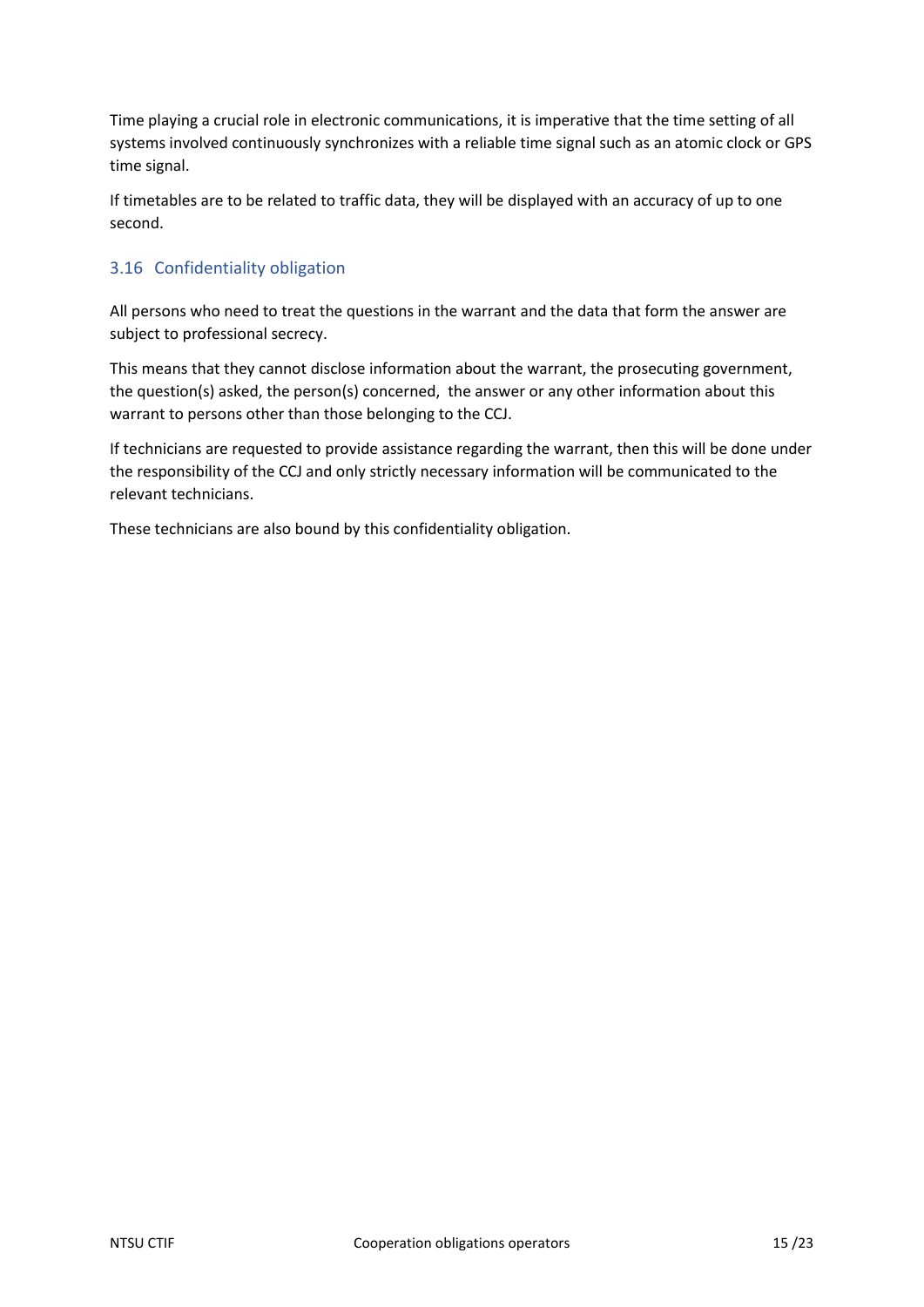Time playing a crucial role in electronic communications, it is imperative that the time setting of all systems involved continuously synchronizes with a reliable time signal such as an atomic clock or GPS time signal.

If timetables are to be related to traffic data, they will be displayed with an accuracy of up to one second.

### 3.16 Confidentiality obligation

All persons who need to treat the questions in the warrant and the data that form the answer are subject to professional secrecy.

This means that they cannot disclose information about the warrant, the prosecuting government, the question(s) asked, the person(s) concerned, the answer or any other information about this warrant to persons other than those belonging to the CCJ.

If technicians are requested to provide assistance regarding the warrant, then this will be done under the responsibility of the CCJ and only strictly necessary information will be communicated to the relevant technicians.

These technicians are also bound by this confidentiality obligation.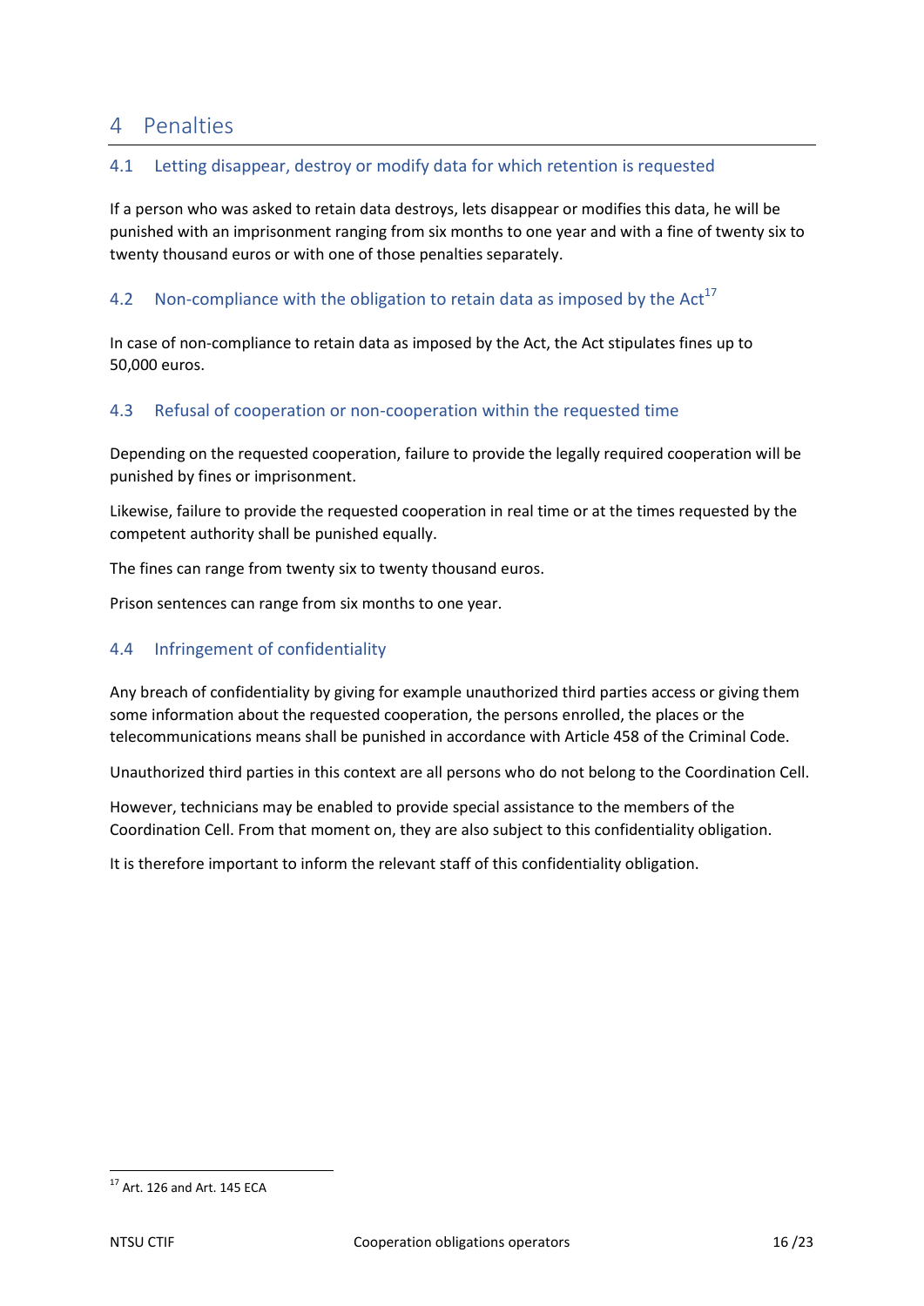# 4 Penalties

## 4.1 Letting disappear, destroy or modify data for which retention is requested

If a person who was asked to retain data destroys, lets disappear or modifies this data, he will be punished with an imprisonment ranging from six months to one year and with a fine of twenty six to twenty thousand euros or with one of those penalties separately.

## 4.2 Non-compliance with the obligation to retain data as imposed by the Act[17]

In case of non-compliance to retain data as imposed by the Act, the Act stipulates fines up to 50,000 euros.

## 4.3 Refusal of cooperation or non-cooperation within the requested time

Depending on the requested cooperation, failure to provide the legally required cooperation will be punished by fines or imprisonment.

Likewise, failure to provide the requested cooperation in real time or at the times requested by the competent authority shall be punished equally.

The fines can range from twenty six to twenty thousand euros.

Prison sentences can range from six months to one year.

## 4.4 Infringement of confidentiality

Any breach of confidentiality by giving for example unauthorized third parties access or giving them some information about the requested cooperation, the persons enrolled, the places or the telecommunications means shall be punished in accordance with Article 458 of the Criminal Code.

Unauthorized third parties in this context are all persons who do not belong to the Coordination Cell.

However, technicians may be enabled to provide special assistance to the members of the Coordination Cell. From that moment on, they are also subject to this confidentiality obligation.

It is therefore important to inform the relevant staff of this confidentiality obligation.

[17] Art. 126 and Art. 145 ECA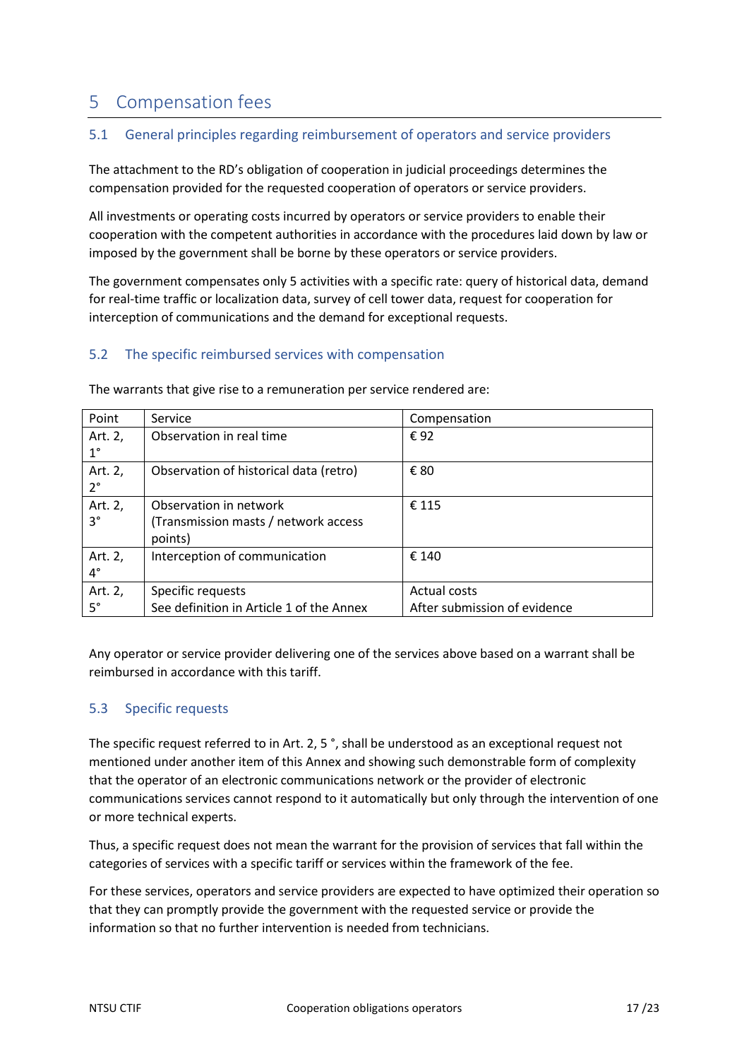# 5 Compensation fees

## 5.1 General principles regarding reimbursement of operators and service providers

The attachment to the RD's obligation of cooperation in judicial proceedings determines the compensation provided for the requested cooperation of operators or service providers.

All investments or operating costs incurred by operators or service providers to enable their cooperation with the competent authorities in accordance with the procedures laid down by law or imposed by the government shall be borne by these operators or service providers.

The government compensates only 5 activities with a specific rate: query of historical data, demand for real-time traffic or localization data, survey of cell tower data, request for cooperation for interception of communications and the demand for exceptional requests.

## 5.2 The specific reimbursed services with compensation

The warrants that give rise to a remuneration per service rendered are:

| Point | Service | Compensation |
|---|---|---|
| Art. 2, 1° | Observation in real time | € 92 |
| Art. 2, 2° | Observation of historical data (retro) | € 80 |
| Art. 2, 3° | Observation in network (Transmission masts / network access points) | € 115 |
| Art. 2, 4° | Interception of communication | € 140 |
| Art. 2, 5° | Specific requests<br>See definition in Article 1 of the Annex | Actual costs<br>After submission of evidence |

Any operator or service provider delivering one of the services above based on a warrant shall be reimbursed in accordance with this tariff.

## 5.3 Specific requests

The specific request referred to in Art. 2, 5 °, shall be understood as an exceptional request not mentioned under another item of this Annex and showing such demonstrable form of complexity that the operator of an electronic communications network or the provider of electronic communications services cannot respond to it automatically but only through the intervention of one or more technical experts.

Thus, a specific request does not mean the warrant for the provision of services that fall within the categories of services with a specific tariff or services within the framework of the fee.

For these services, operators and service providers are expected to have optimized their operation so that they can promptly provide the government with the requested service or provide the information so that no further intervention is needed from technicians.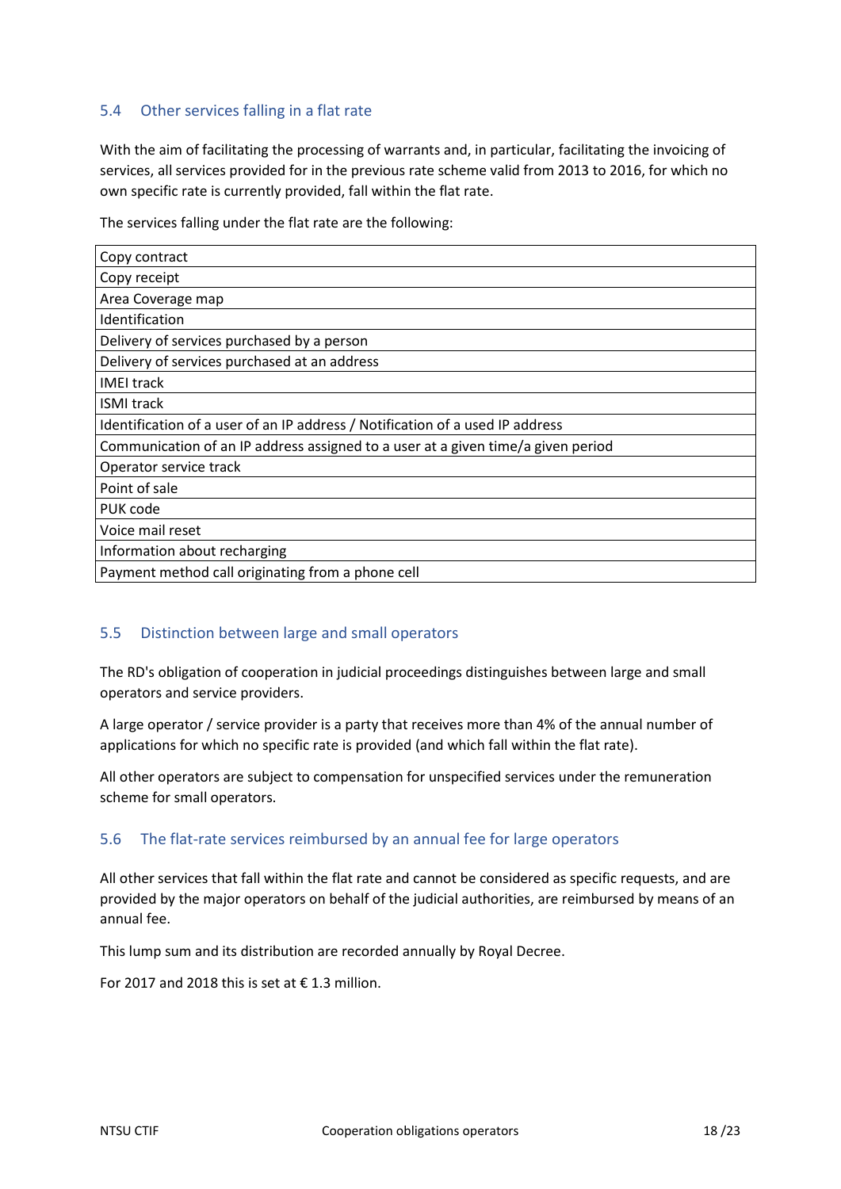## 5.4 Other services falling in a flat rate

With the aim of facilitating the processing of warrants and, in particular, facilitating the invoicing of services, all services provided for in the previous rate scheme valid from 2013 to 2016, for which no own specific rate is currently provided, fall within the flat rate.

The services falling under the flat rate are the following:

| Copy contract |
|---|
| Copy receipt |
| Area Coverage map |
| Identification |
| Delivery of services purchased by a person |
| Delivery of services purchased at an address |
| IMEI track |
| ISMI track |
| Identification of a user of an IP address / Notification of a used IP address |
| Communication of an IP address assigned to a user at a given time/a given period |
| Operator service track |
| Point of sale |
| PUK code |
| Voice mail reset |
| Information about recharging |
| Payment method call originating from a phone cell |

## 5.5 Distinction between large and small operators

The RD's obligation of cooperation in judicial proceedings distinguishes between large and small operators and service providers.

A large operator / service provider is a party that receives more than 4% of the annual number of applications for which no specific rate is provided (and which fall within the flat rate).

All other operators are subject to compensation for unspecified services under the remuneration scheme for small operators.

## 5.6 The flat-rate services reimbursed by an annual fee for large operators

All other services that fall within the flat rate and cannot be considered as specific requests, and are provided by the major operators on behalf of the judicial authorities, are reimbursed by means of an annual fee.

This lump sum and its distribution are recorded annually by Royal Decree.

For 2017 and 2018 this is set at € 1.3 million.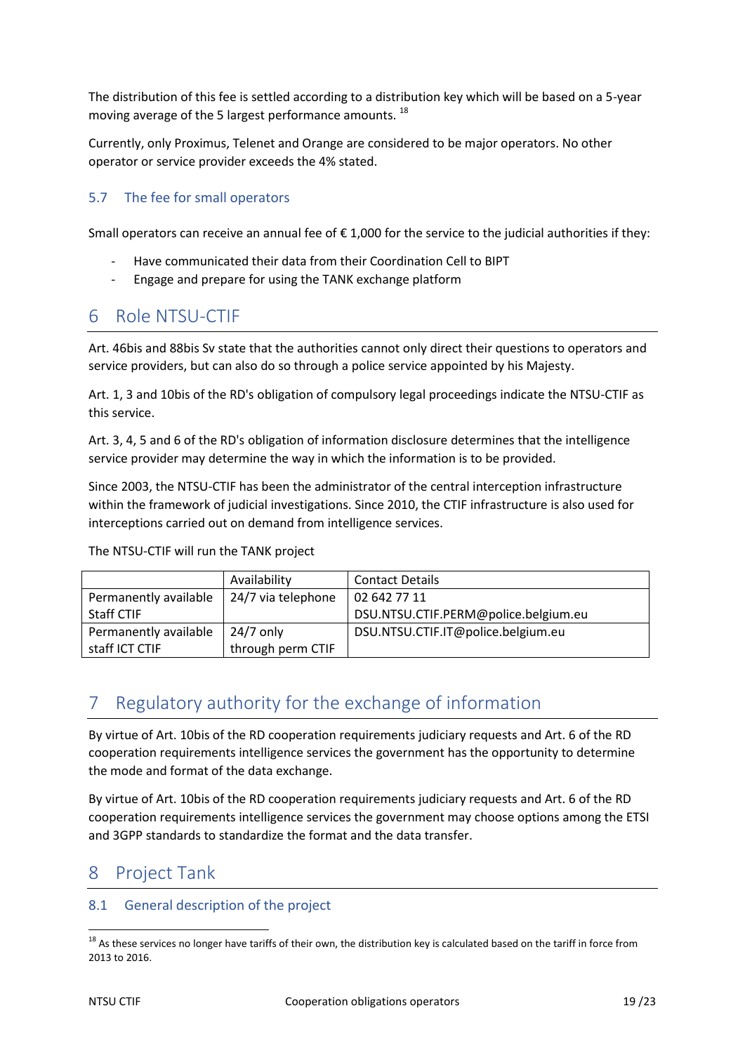The distribution of this fee is settled according to a distribution key which will be based on a 5-year moving average of the 5 largest performance amounts. [18]

Currently, only Proximus, Telenet and Orange are considered to be major operators. No other operator or service provider exceeds the 4% stated.

### 5.7 The fee for small operators

Small operators can receive an annual fee of € 1,000 for the service to the judicial authorities if they:

- Have communicated their data from their Coordination Cell to BIPT
- Engage and prepare for using the TANK exchange platform

## 6 Role NTSU-CTIF

Art. 46bis and 88bis Sv state that the authorities cannot only direct their questions to operators and service providers, but can also do so through a police service appointed by his Majesty.

Art. 1, 3 and 10bis of the RD's obligation of compulsory legal proceedings indicate the NTSU-CTIF as this service.

Art. 3, 4, 5 and 6 of the RD's obligation of information disclosure determines that the intelligence service provider may determine the way in which the information is to be provided.

Since 2003, the NTSU-CTIF has been the administrator of the central interception infrastructure within the framework of judicial investigations. Since 2010, the CTIF infrastructure is also used for interceptions carried out on demand from intelligence services.

The NTSU-CTIF will run the TANK project

| | Availability | Contact Details |
|---|---|---|
| Permanently available Staff CTIF | 24/7 via telephone | 02 642 77 11<br>DSU.NTSU.CTIF.PERM@police.belgium.eu |
| Permanently available staff ICT CTIF | 24/7 only through perm CTIF | DSU.NTSU.CTIF.IT@police.belgium.eu |

## 7 Regulatory authority for the exchange of information

By virtue of Art. 10bis of the RD cooperation requirements judiciary requests and Art. 6 of the RD cooperation requirements intelligence services the government has the opportunity to determine the mode and format of the data exchange.

By virtue of Art. 10bis of the RD cooperation requirements judiciary requests and Art. 6 of the RD cooperation requirements intelligence services the government may choose options among the ETSI and 3GPP standards to standardize the format and the data transfer.

## 8 Project Tank

### 8.1 General description of the project

[18] As these services no longer have tariffs of their own, the distribution key is calculated based on the tariff in force from 2013 to 2016.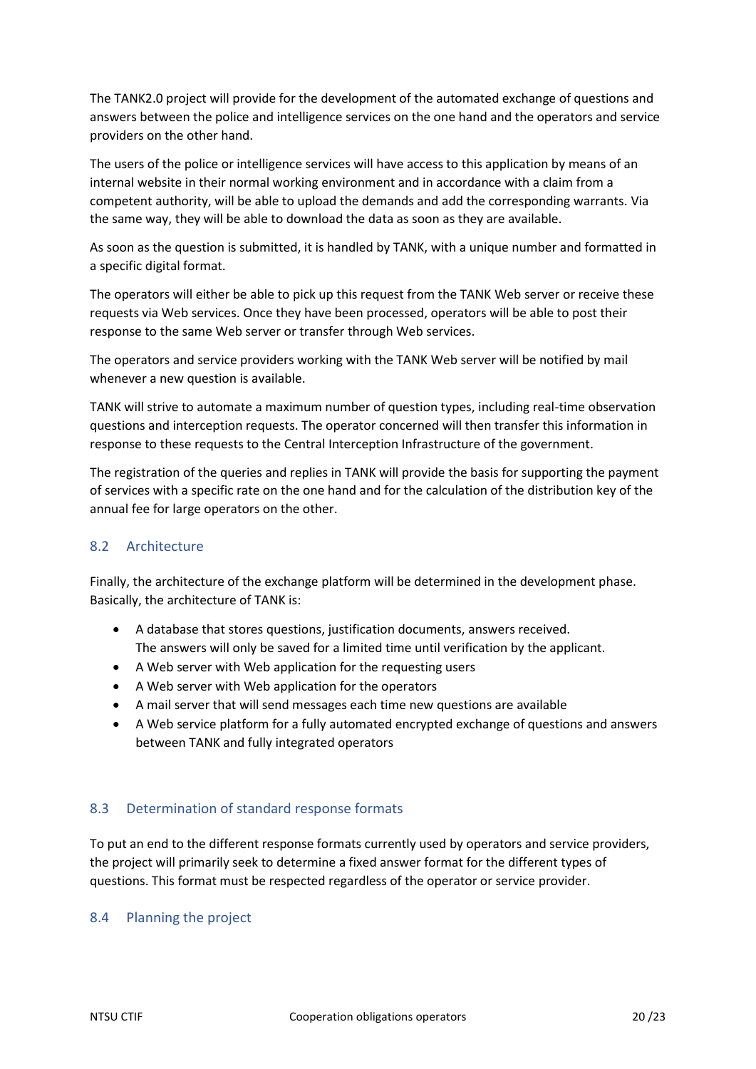The TANK2.0 project will provide for the development of the automated exchange of questions and answers between the police and intelligence services on the one hand and the operators and service providers on the other hand.

The users of the police or intelligence services will have access to this application by means of an internal website in their normal working environment and in accordance with a claim from a competent authority, will be able to upload the demands and add the corresponding warrants. Via the same way, they will be able to download the data as soon as they are available.

As soon as the question is submitted, it is handled by TANK, with a unique number and formatted in a specific digital format.

The operators will either be able to pick up this request from the TANK Web server or receive these requests via Web services. Once they have been processed, operators will be able to post their response to the same Web server or transfer through Web services.

The operators and service providers working with the TANK Web server will be notified by mail whenever a new question is available.

TANK will strive to automate a maximum number of question types, including real-time observation questions and interception requests. The operator concerned will then transfer this information in response to these requests to the Central Interception Infrastructure of the government.

The registration of the queries and replies in TANK will provide the basis for supporting the payment of services with a specific rate on the one hand and for the calculation of the distribution key of the annual fee for large operators on the other.

## 8.2 Architecture

Finally, the architecture of the exchange platform will be determined in the development phase. Basically, the architecture of TANK is:

- A database that stores questions, justification documents, answers received.
  The answers will only be saved for a limited time until verification by the applicant.
- A Web server with Web application for the requesting users
- A Web server with Web application for the operators
- A mail server that will send messages each time new questions are available
- A Web service platform for a fully automated encrypted exchange of questions and answers between TANK and fully integrated operators

## 8.3 Determination of standard response formats

To put an end to the different response formats currently used by operators and service providers, the project will primarily seek to determine a fixed answer format for the different types of questions. This format must be respected regardless of the operator or service provider.

## 8.4 Planning the project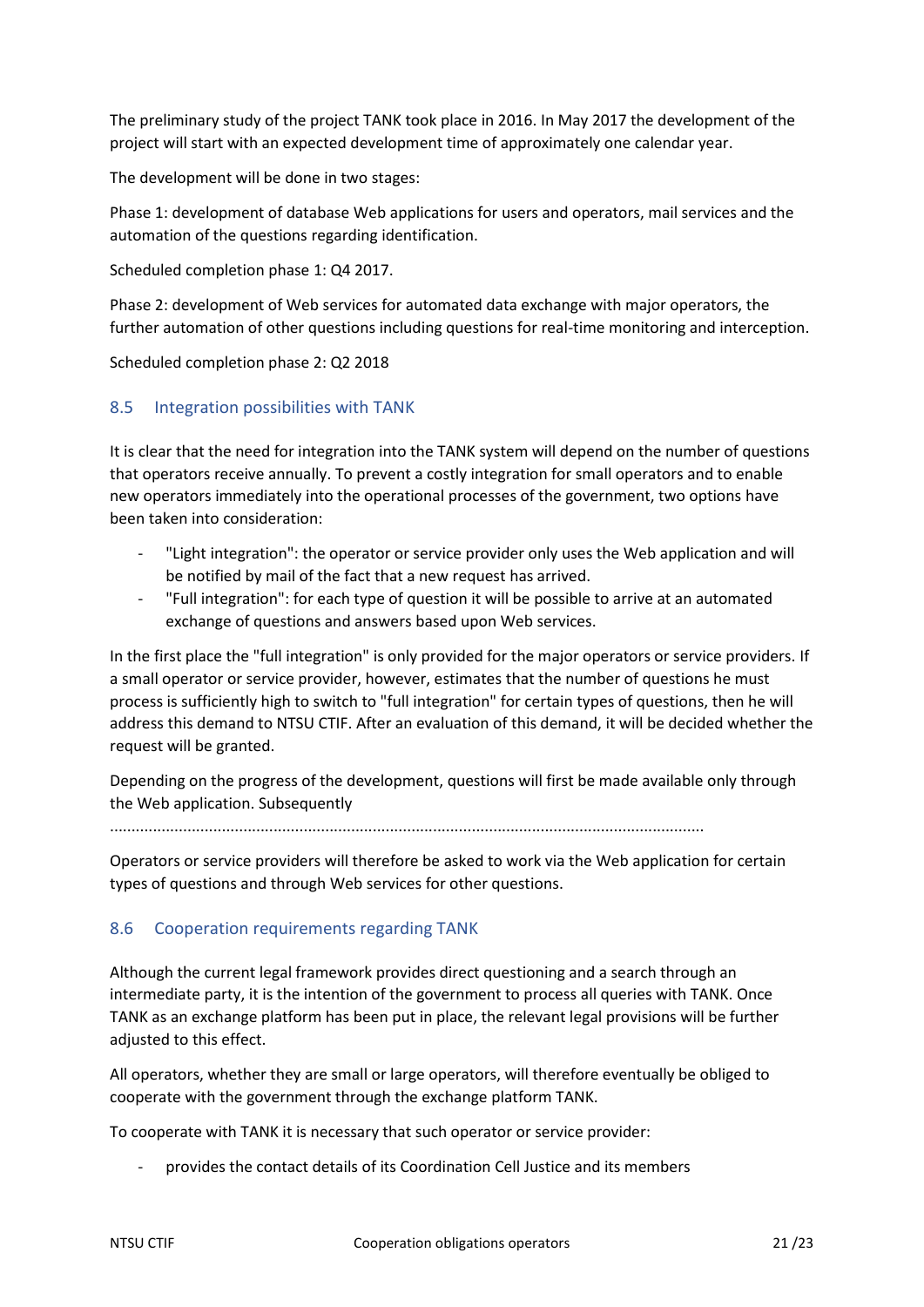The preliminary study of the project TANK took place in 2016. In May 2017 the development of the project will start with an expected development time of approximately one calendar year.

The development will be done in two stages:

Phase 1: development of database Web applications for users and operators, mail services and the automation of the questions regarding identification.

Scheduled completion phase 1: Q4 2017.

Phase 2: development of Web services for automated data exchange with major operators, the further automation of other questions including questions for real-time monitoring and interception.

Scheduled completion phase 2: Q2 2018

## 8.5 Integration possibilities with TANK

It is clear that the need for integration into the TANK system will depend on the number of questions that operators receive annually. To prevent a costly integration for small operators and to enable new operators immediately into the operational processes of the government, two options have been taken into consideration:

- "Light integration": the operator or service provider only uses the Web application and will be notified by mail of the fact that a new request has arrived.
- "Full integration": for each type of question it will be possible to arrive at an automated exchange of questions and answers based upon Web services.

In the first place the "full integration" is only provided for the major operators or service providers. If a small operator or service provider, however, estimates that the number of questions he must process is sufficiently high to switch to "full integration" for certain types of questions, then he will address this demand to NTSU CTIF. After an evaluation of this demand, it will be decided whether the request will be granted.

Depending on the progress of the development, questions will first be made available only through the Web application. Subsequently ...........................................................................................................................................

Operators or service providers will therefore be asked to work via the Web application for certain types of questions and through Web services for other questions.

## 8.6 Cooperation requirements regarding TANK

Although the current legal framework provides direct questioning and a search through an intermediate party, it is the intention of the government to process all queries with TANK. Once TANK as an exchange platform has been put in place, the relevant legal provisions will be further adjusted to this effect.

All operators, whether they are small or large operators, will therefore eventually be obliged to cooperate with the government through the exchange platform TANK.

To cooperate with TANK it is necessary that such operator or service provider:

- provides the contact details of its Coordination Cell Justice and its members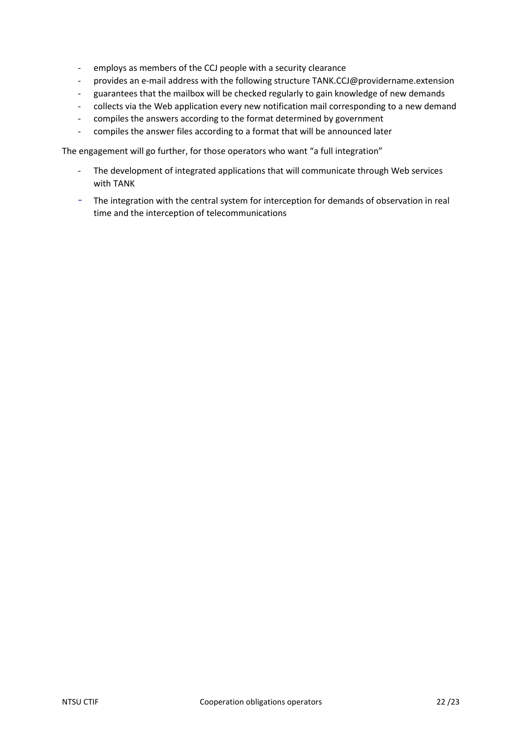- employs as members of the CCJ people with a security clearance
- provides an e-mail address with the following structure TANK.CCJ@providername.extension
- guarantees that the mailbox will be checked regularly to gain knowledge of new demands
- collects via the Web application every new notification mail corresponding to a new demand
- compiles the answers according to the format determined by government
- compiles the answer files according to a format that will be announced later

The engagement will go further, for those operators who want "a full integration"

- The development of integrated applications that will communicate through Web services with TANK
- The integration with the central system for interception for demands of observation in real time and the interception of telecommunications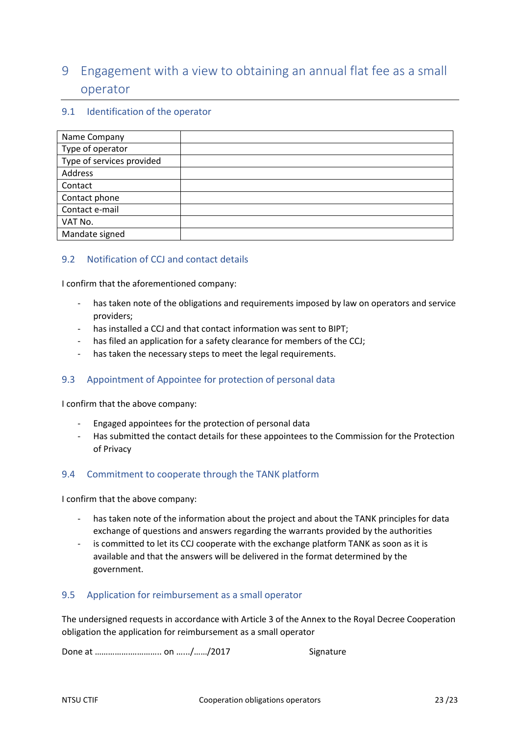# 9 Engagement with a view to obtaining an annual flat fee as a small operator

## 9.1 Identification of the operator

| | |
|---|---|
| Name Company | |
| Type of operator | |
| Type of services provided | |
| Address | |
| Contact | |
| Contact phone | |
| Contact e-mail | |
| VAT No. | |
| Mandate signed | |

## 9.2 Notification of CCJ and contact details

I confirm that the aforementioned company:

- has taken note of the obligations and requirements imposed by law on operators and service providers;
- has installed a CCJ and that contact information was sent to BIPT;
- has filed an application for a safety clearance for members of the CCJ;
- has taken the necessary steps to meet the legal requirements.

## 9.3 Appointment of Appointee for protection of personal data

I confirm that the above company:

- Engaged appointees for the protection of personal data
- Has submitted the contact details for these appointees to the Commission for the Protection of Privacy

## 9.4 Commitment to cooperate through the TANK platform

I confirm that the above company:

- has taken note of the information about the project and about the TANK principles for data exchange of questions and answers regarding the warrants provided by the authorities
- is committed to let its CCJ cooperate with the exchange platform TANK as soon as it is available and that the answers will be delivered in the format determined by the government.

## 9.5 Application for reimbursement as a small operator

The undersigned requests in accordance with Article 3 of the Annex to the Royal Decree Cooperation obligation the application for reimbursement as a small operator

Done at ……………………….. on ……/……/2017 Signature